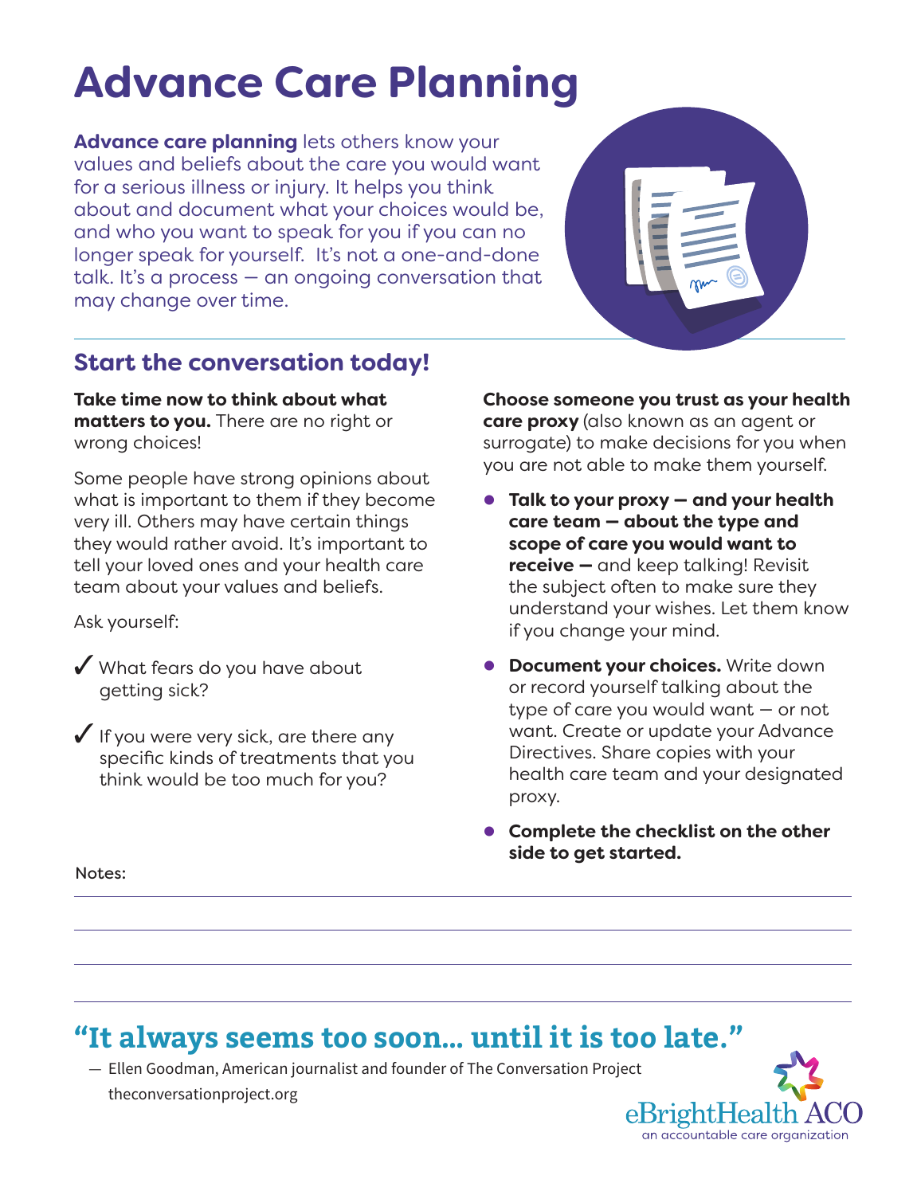# Advance Care Planning

**Advance care planning** lets others know your values and beliefs about the care you would want for a serious illness or injury. It helps you think about and document what your choices would be, and who you want to speak for you if you can no longer speak for yourself. It's not a one-and-done talk. It's a process — an ongoing conversation that may change over time.

## Start the conversation today!

**Take time now to think about what matters to you.** There are no right or wrong choices!

Some people have strong opinions about what is important to them if they become very ill. Others may have certain things they would rather avoid. It's important to tell your loved ones and your health care team about your values and beliefs.

Ask yourself:

- ✓ What fears do you have about getting sick?
- ✓ If you were very sick, are there any specific kinds of treatments that you think would be too much for you?

**Choose someone you trust as your health care proxy** (also known as an agent or surrogate) to make decisions for you when you are not able to make them yourself.

- **Talk to your proxy — and your health care team — about the type and scope of care you would want to receive —** and keep talking! Revisit the subject often to make sure they understand your wishes. Let them know if you change your mind.
- **Document your choices.** Write down or record yourself talking about the type of care you would want — or not want. Create or update your Advance Directives. Share copies with your health care team and your designated proxy.
- **Complete the checklist on the other side to get started.**

Notes:

## "It always seems too soon... until it is too late."

— Ellen Goodman, American journalist and founder of The Conversation Project
theconversationproject.org

eBrightHealth ACO
an accountable care organization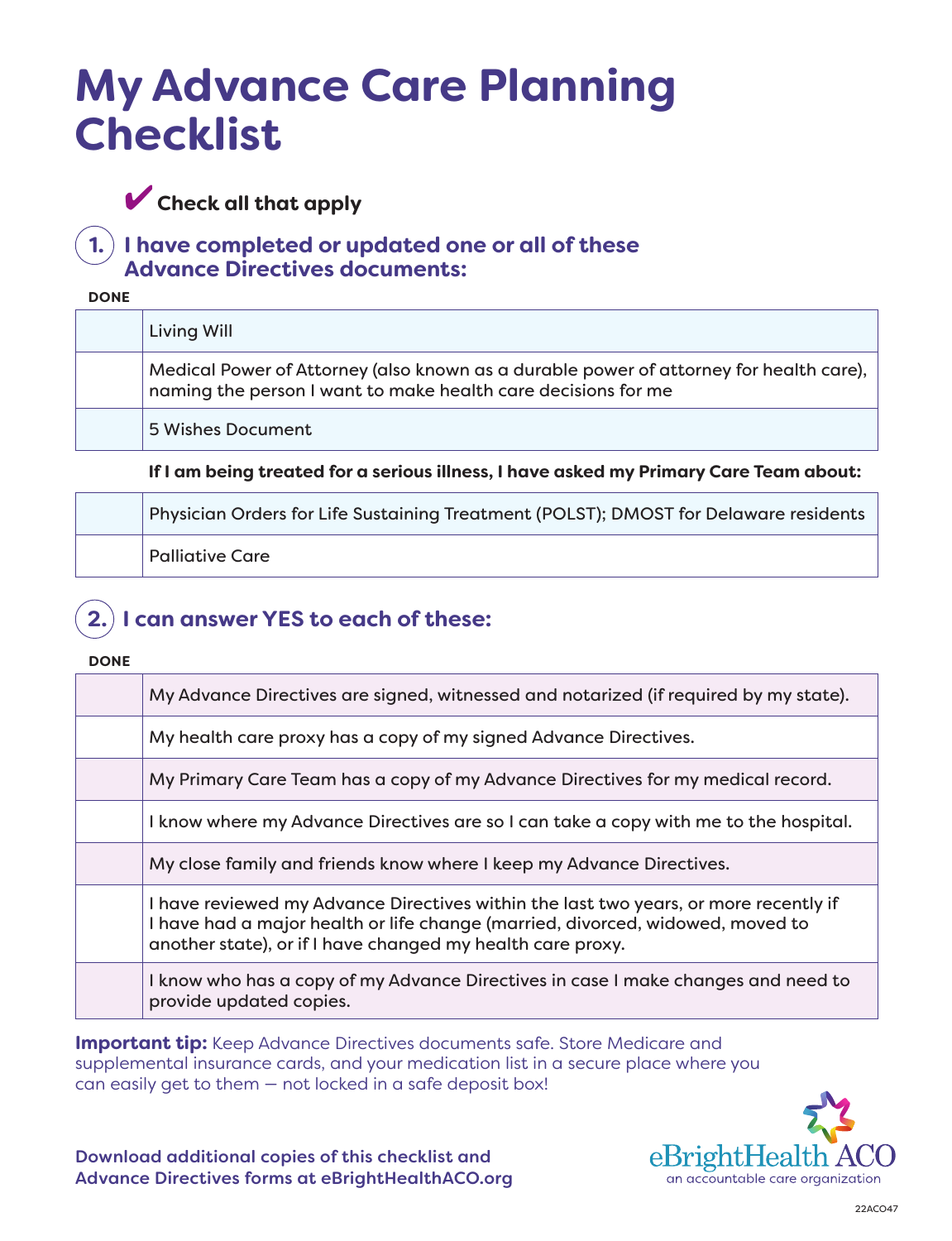# My Advance Care Planning Checklist

✔ **Check all that apply**

## 1. I have completed or updated one or all of these Advance Directives documents:

| DONE | |
|---|---|
| | Living Will |
| | Medical Power of Attorney (also known as a durable power of attorney for health care), naming the person I want to make health care decisions for me |
| | 5 Wishes Document |

**If I am being treated for a serious illness, I have asked my Primary Care Team about:**

| | |
|---|---|
| | Physician Orders for Life Sustaining Treatment (POLST); DMOST for Delaware residents |
| | Palliative Care |

## 2. I can answer YES to each of these:

| DONE | |
|---|---|
| | My Advance Directives are signed, witnessed and notarized (if required by my state). |
| | My health care proxy has a copy of my signed Advance Directives. |
| | My Primary Care Team has a copy of my Advance Directives for my medical record. |
| | I know where my Advance Directives are so I can take a copy with me to the hospital. |
| | My close family and friends know where I keep my Advance Directives. |
| | I have reviewed my Advance Directives within the last two years, or more recently if I have had a major health or life change (married, divorced, widowed, moved to another state), or if I have changed my health care proxy. |
| | I know who has a copy of my Advance Directives in case I make changes and need to provide updated copies. |

**Important tip:** Keep Advance Directives documents safe. Store Medicare and supplemental insurance cards, and your medication list in a secure place where you can easily get to them — not locked in a safe deposit box!

**Download additional copies of this checklist and Advance Directives forms at eBrightHealthACO.org**

eBrightHealth ACO
an accountable care organization

22ACO47